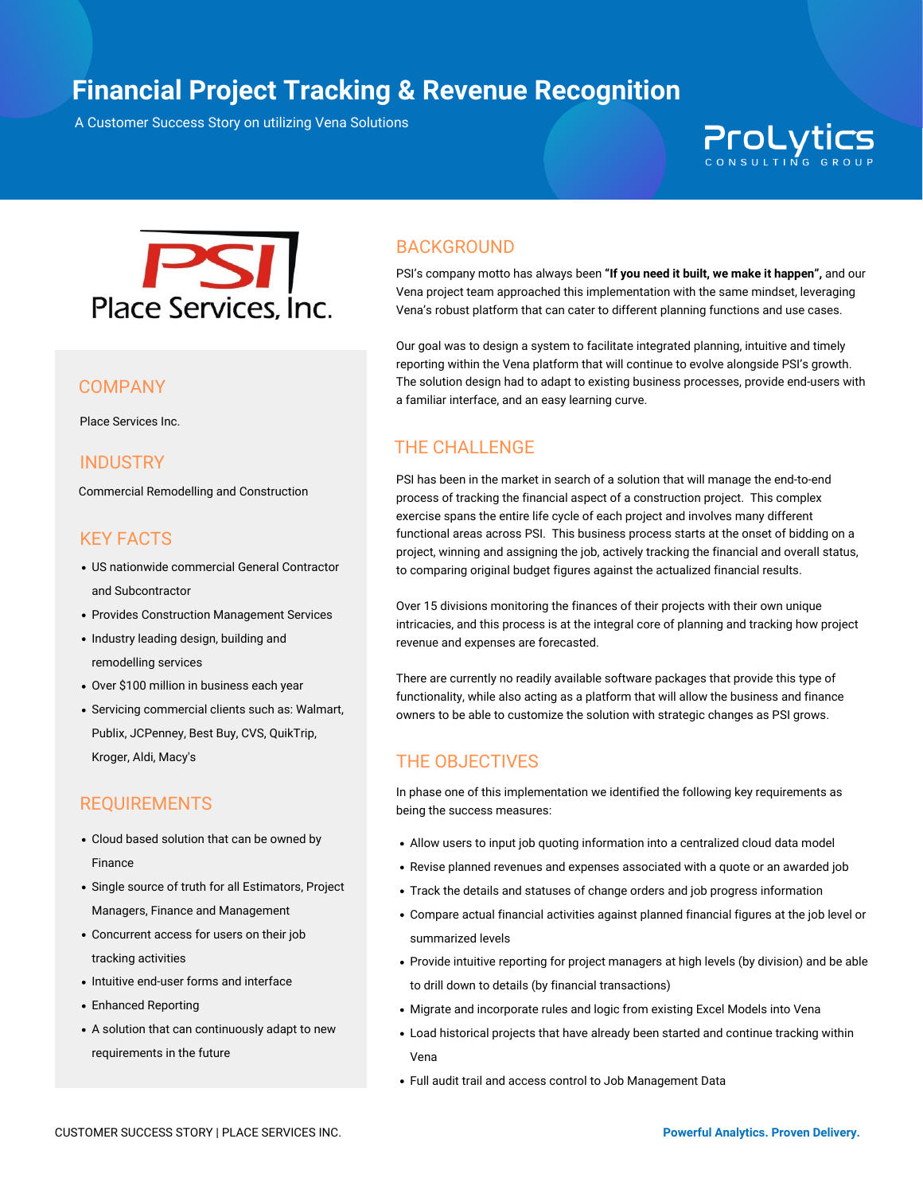# Financial Project Tracking & Revenue Recognition

A Customer Success Story on utilizing Vena Solutions

ProLytics CONSULTING GROUP

PSI Place Services, Inc.

## COMPANY

Place Services Inc.

## INDUSTRY

Commercial Remodelling and Construction

## KEY FACTS

- US nationwide commercial General Contractor and Subcontractor
- Provides Construction Management Services
- Industry leading design, building and remodelling services
- Over $100 million in business each year
- Servicing commercial clients such as: Walmart, Publix, JCPenney, Best Buy, CVS, QuikTrip, Kroger, Aldi, Macy's

## REQUIREMENTS

- Cloud based solution that can be owned by Finance
- Single source of truth for all Estimators, Project Managers, Finance and Management
- Concurrent access for users on their job tracking activities
- Intuitive end-user forms and interface
- Enhanced Reporting
- A solution that can continuously adapt to new requirements in the future

## BACKGROUND

PSI's company motto has always been **"If you need it built, we make it happen",** and our Vena project team approached this implementation with the same mindset, leveraging Vena's robust platform that can cater to different planning functions and use cases.

Our goal was to design a system to facilitate integrated planning, intuitive and timely reporting within the Vena platform that will continue to evolve alongside PSI's growth. The solution design had to adapt to existing business processes, provide end-users with a familiar interface, and an easy learning curve.

## THE CHALLENGE

PSI has been in the market in search of a solution that will manage the end-to-end process of tracking the financial aspect of a construction project. This complex exercise spans the entire life cycle of each project and involves many different functional areas across PSI. This business process starts at the onset of bidding on a project, winning and assigning the job, actively tracking the financial and overall status, to comparing original budget figures against the actualized financial results.

Over 15 divisions monitoring the finances of their projects with their own unique intricacies, and this process is at the integral core of planning and tracking how project revenue and expenses are forecasted.

There are currently no readily available software packages that provide this type of functionality, while also acting as a platform that will allow the business and finance owners to be able to customize the solution with strategic changes as PSI grows.

## THE OBJECTIVES

In phase one of this implementation we identified the following key requirements as being the success measures:

- Allow users to input job quoting information into a centralized cloud data model
- Revise planned revenues and expenses associated with a quote or an awarded job
- Track the details and statuses of change orders and job progress information
- Compare actual financial activities against planned financial figures at the job level or summarized levels
- Provide intuitive reporting for project managers at high levels (by division) and be able to drill down to details (by financial transactions)
- Migrate and incorporate rules and logic from existing Excel Models into Vena
- Load historical projects that have already been started and continue tracking within Vena
- Full audit trail and access control to Job Management Data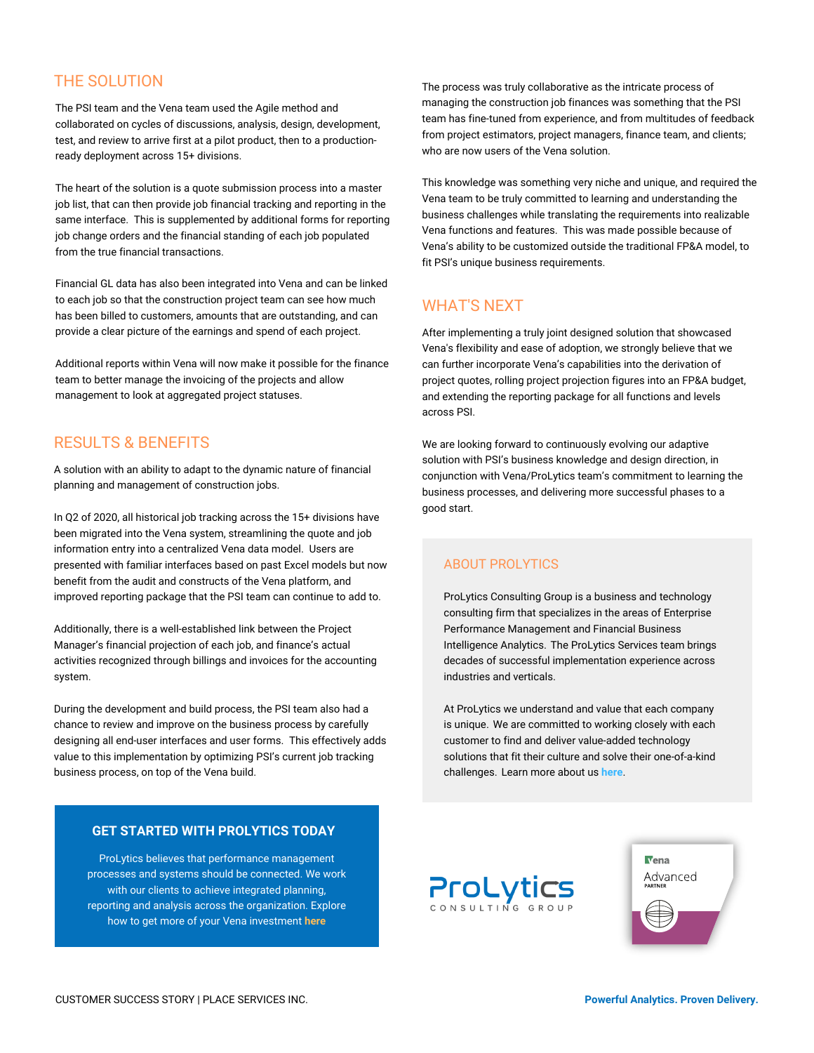## THE SOLUTION

The PSI team and the Vena team used the Agile method and collaborated on cycles of discussions, analysis, design, development, test, and review to arrive first at a pilot product, then to a production-ready deployment across 15+ divisions.

The heart of the solution is a quote submission process into a master job list, that can then provide job financial tracking and reporting in the same interface. This is supplemented by additional forms for reporting job change orders and the financial standing of each job populated from the true financial transactions.

Financial GL data has also been integrated into Vena and can be linked to each job so that the construction project team can see how much has been billed to customers, amounts that are outstanding, and can provide a clear picture of the earnings and spend of each project.

Additional reports within Vena will now make it possible for the finance team to better manage the invoicing of the projects and allow management to look at aggregated project statuses.

## RESULTS & BENEFITS

A solution with an ability to adapt to the dynamic nature of financial planning and management of construction jobs.

In Q2 of 2020, all historical job tracking across the 15+ divisions have been migrated into the Vena system, streamlining the quote and job information entry into a centralized Vena data model. Users are presented with familiar interfaces based on past Excel models but now benefit from the audit and constructs of the Vena platform, and improved reporting package that the PSI team can continue to add to.

Additionally, there is a well-established link between the Project Manager's financial projection of each job, and finance's actual activities recognized through billings and invoices for the accounting system.

During the development and build process, the PSI team also had a chance to review and improve on the business process by carefully designing all end-user interfaces and user forms. This effectively adds value to this implementation by optimizing PSI's current job tracking business process, on top of the Vena build.

### GET STARTED WITH PROLYTICS TODAY

ProLytics believes that performance management processes and systems should be connected. We work with our clients to achieve integrated planning, reporting and analysis across the organization. Explore how to get more of your Vena investment **here**

The process was truly collaborative as the intricate process of managing the construction job finances was something that the PSI team has fine-tuned from experience, and from multitudes of feedback from project estimators, project managers, finance team, and clients; who are now users of the Vena solution.

This knowledge was something very niche and unique, and required the Vena team to be truly committed to learning and understanding the business challenges while translating the requirements into realizable Vena functions and features. This was made possible because of Vena's ability to be customized outside the traditional FP&A model, to fit PSI's unique business requirements.

## WHAT'S NEXT

After implementing a truly joint designed solution that showcased Vena's flexibility and ease of adoption, we strongly believe that we can further incorporate Vena's capabilities into the derivation of project quotes, rolling project projection figures into an FP&A budget, and extending the reporting package for all functions and levels across PSI.

We are looking forward to continuously evolving our adaptive solution with PSI's business knowledge and design direction, in conjunction with Vena/ProLytics team's commitment to learning the business processes, and delivering more successful phases to a good start.

## ABOUT PROLYTICS

ProLytics Consulting Group is a business and technology consulting firm that specializes in the areas of Enterprise Performance Management and Financial Business Intelligence Analytics. The ProLytics Services team brings decades of successful implementation experience across industries and verticals.

At ProLytics we understand and value that each company is unique. We are committed to working closely with each customer to find and deliver value-added technology solutions that fit their culture and solve their one-of-a-kind challenges. Learn more about us **here**.

ProLytics CONSULTING GROUP

Vena Advanced PARTNER

CUSTOMER SUCCESS STORY | PLACE SERVICES INC.

**Powerful Analytics. Proven Delivery.**